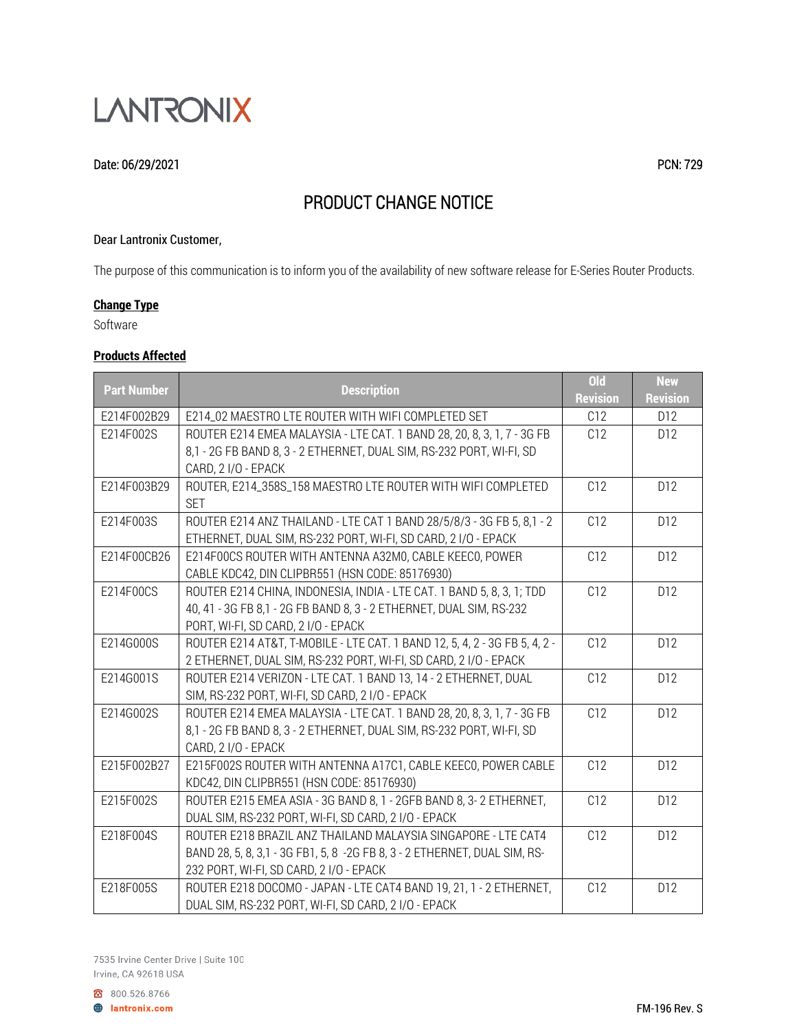LANTRONIX

Date: 06/29/2021 PCN: 729

# PRODUCT CHANGE NOTICE

Dear Lantronix Customer,

The purpose of this communication is to inform you of the availability of new software release for E-Series Router Products.

**Change Type**

Software

**Products Affected**

| Part Number | Description | Old Revision | New Revision |
|---|---|---|---|
| E214F002B29 | E214_02 MAESTRO LTE ROUTER WITH WIFI COMPLETED SET | C12 | D12 |
| E214F002S | ROUTER E214 EMEA MALAYSIA - LTE CAT. 1 BAND 28, 20, 8, 3, 1, 7 - 3G FB 8,1 - 2G FB BAND 8, 3 - 2 ETHERNET, DUAL SIM, RS-232 PORT, WI-FI, SD CARD, 2 I/O - EPACK | C12 | D12 |
| E214F003B29 | ROUTER, E214_358S_158 MAESTRO LTE ROUTER WITH WIFI COMPLETED SET | C12 | D12 |
| E214F003S | ROUTER E214 ANZ THAILAND - LTE CAT 1 BAND 28/5/8/3 - 3G FB 5, 8,1 - 2 ETHERNET, DUAL SIM, RS-232 PORT, WI-FI, SD CARD, 2 I/O - EPACK | C12 | D12 |
| E214F00CB26 | E214F00CS ROUTER WITH ANTENNA A32M0, CABLE KEEC0, POWER CABLE KDC42, DIN CLIPBR551 (HSN CODE: 85176930) | C12 | D12 |
| E214F00CS | ROUTER E214 CHINA, INDONESIA, INDIA - LTE CAT. 1 BAND 5, 8, 3, 1; TDD 40, 41 - 3G FB 8,1 - 2G FB BAND 8, 3 - 2 ETHERNET, DUAL SIM, RS-232 PORT, WI-FI, SD CARD, 2 I/O - EPACK | C12 | D12 |
| E214G000S | ROUTER E214 AT&T, T-MOBILE - LTE CAT. 1 BAND 12, 5, 4, 2 - 3G FB 5, 4, 2 - 2 ETHERNET, DUAL SIM, RS-232 PORT, WI-FI, SD CARD, 2 I/O - EPACK | C12 | D12 |
| E214G001S | ROUTER E214 VERIZON - LTE CAT. 1 BAND 13, 14 - 2 ETHERNET, DUAL SIM, RS-232 PORT, WI-FI, SD CARD, 2 I/O - EPACK | C12 | D12 |
| E214G002S | ROUTER E214 EMEA MALAYSIA - LTE CAT. 1 BAND 28, 20, 8, 3, 1, 7 - 3G FB 8,1 - 2G FB BAND 8, 3 - 2 ETHERNET, DUAL SIM, RS-232 PORT, WI-FI, SD CARD, 2 I/O - EPACK | C12 | D12 |
| E215F002B27 | E215F002S ROUTER WITH ANTENNA A17C1, CABLE KEEC0, POWER CABLE KDC42, DIN CLIPBR551 (HSN CODE: 85176930) | C12 | D12 |
| E215F002S | ROUTER E215 EMEA ASIA - 3G BAND 8, 1 - 2GFB BAND 8, 3- 2 ETHERNET, DUAL SIM, RS-232 PORT, WI-FI, SD CARD, 2 I/O - EPACK | C12 | D12 |
| E218F004S | ROUTER E218 BRAZIL ANZ THAILAND MALAYSIA SINGAPORE - LTE CAT4 BAND 28, 5, 8, 3,1 - 3G FB1, 5, 8 -2G FB 8, 3 - 2 ETHERNET, DUAL SIM, RS-232 PORT, WI-FI, SD CARD, 2 I/O - EPACK | C12 | D12 |
| E218F005S | ROUTER E218 DOCOMO - JAPAN - LTE CAT4 BAND 19, 21, 1 - 2 ETHERNET, DUAL SIM, RS-232 PORT, WI-FI, SD CARD, 2 I/O - EPACK | C12 | D12 |

7535 Irvine Center Drive | Suite 100
Irvine, CA 92618 USA

800.526.8766
lantronix.com

FM-196 Rev. S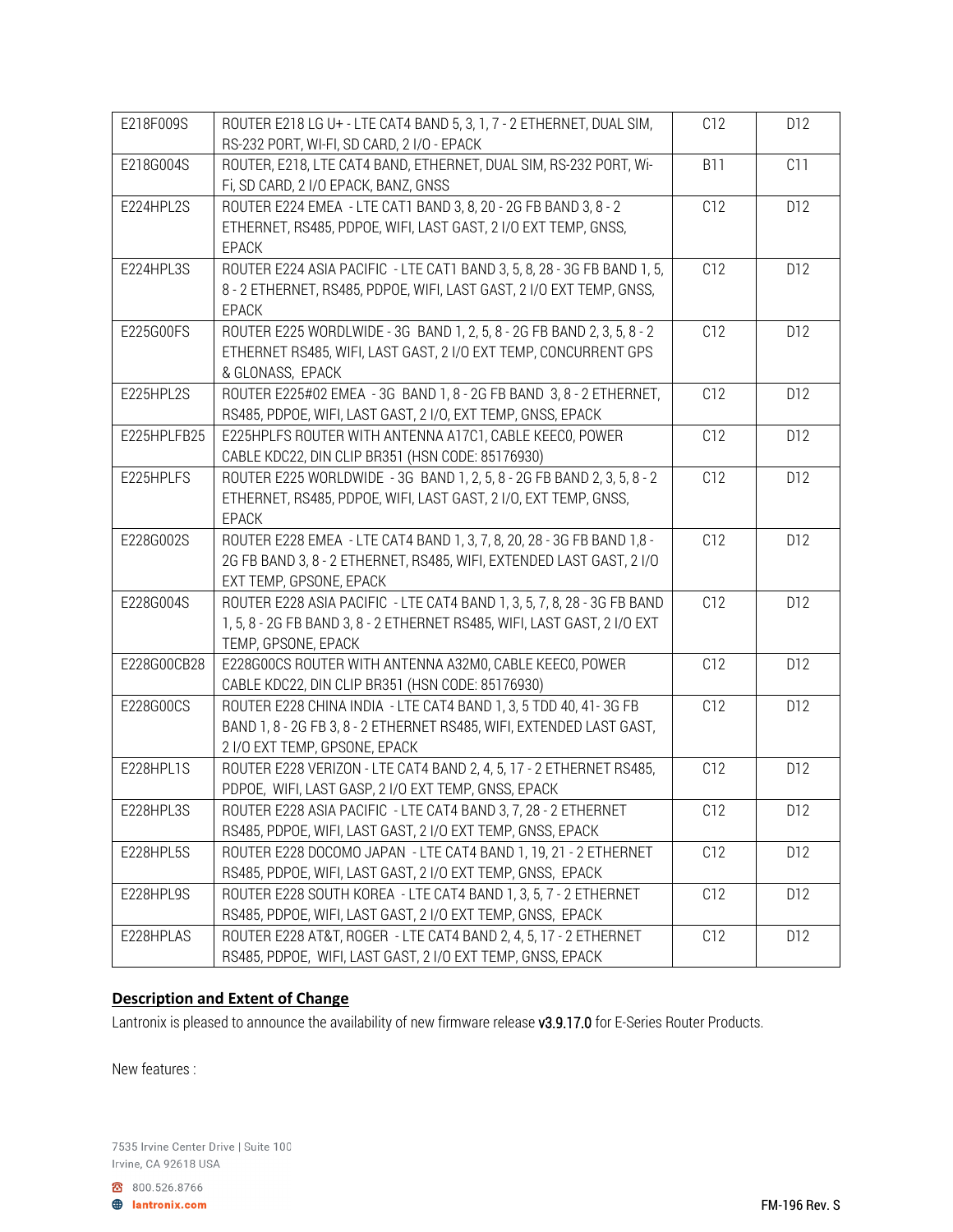| E218F009S | ROUTER E218 LG U+ - LTE CAT4 BAND 5, 3, 1, 7 - 2 ETHERNET, DUAL SIM, RS-232 PORT, WI-FI, SD CARD, 2 I/O - EPACK | C12 | D12 |
|---|---|---|---|
| E218G004S | ROUTER, E218, LTE CAT4 BAND, ETHERNET, DUAL SIM, RS-232 PORT, Wi-Fi, SD CARD, 2 I/O EPACK, BANZ, GNSS | B11 | C11 |
| E224HPL2S | ROUTER E224 EMEA - LTE CAT1 BAND 3, 8, 20 - 2G FB BAND 3, 8 - 2 ETHERNET, RS485, PDPOE, WIFI, LAST GAST, 2 I/O EXT TEMP, GNSS, EPACK | C12 | D12 |
| E224HPL3S | ROUTER E224 ASIA PACIFIC - LTE CAT1 BAND 3, 5, 8, 28 - 3G FB BAND 1, 5, 8 - 2 ETHERNET, RS485, PDPOE, WIFI, LAST GAST, 2 I/O EXT TEMP, GNSS, EPACK | C12 | D12 |
| E225G00FS | ROUTER E225 WORDLWIDE - 3G BAND 1, 2, 5, 8 - 2G FB BAND 2, 3, 5, 8 - 2 ETHERNET RS485, WIFI, LAST GAST, 2 I/O EXT TEMP, CONCURRENT GPS & GLONASS, EPACK | C12 | D12 |
| E225HPL2S | ROUTER E225#02 EMEA - 3G BAND 1, 8 - 2G FB BAND 3, 8 - 2 ETHERNET, RS485, PDPOE, WIFI, LAST GAST, 2 I/O, EXT TEMP, GNSS, EPACK | C12 | D12 |
| E225HPLFB25 | E225HPLFS ROUTER WITH ANTENNA A17C1, CABLE KEEC0, POWER CABLE KDC22, DIN CLIP BR351 (HSN CODE: 85176930) | C12 | D12 |
| E225HPLFS | ROUTER E225 WORLDWIDE - 3G BAND 1, 2, 5, 8 - 2G FB BAND 2, 3, 5, 8 - 2 ETHERNET, RS485, PDPOE, WIFI, LAST GAST, 2 I/O, EXT TEMP, GNSS, EPACK | C12 | D12 |
| E228G002S | ROUTER E228 EMEA - LTE CAT4 BAND 1, 3, 7, 8, 20, 28 - 3G FB BAND 1,8 - 2G FB BAND 3, 8 - 2 ETHERNET, RS485, WIFI, EXTENDED LAST GAST, 2 I/O EXT TEMP, GPSONE, EPACK | C12 | D12 |
| E228G004S | ROUTER E228 ASIA PACIFIC - LTE CAT4 BAND 1, 3, 5, 7, 8, 28 - 3G FB BAND 1, 5, 8 - 2G FB BAND 3, 8 - 2 ETHERNET RS485, WIFI, LAST GAST, 2 I/O EXT TEMP, GPSONE, EPACK | C12 | D12 |
| E228G00CB28 | E228G00CS ROUTER WITH ANTENNA A32M0, CABLE KEEC0, POWER CABLE KDC22, DIN CLIP BR351 (HSN CODE: 85176930) | C12 | D12 |
| E228G00CS | ROUTER E228 CHINA INDIA - LTE CAT4 BAND 1, 3, 5 TDD 40, 41- 3G FB BAND 1, 8 - 2G FB 3, 8 - 2 ETHERNET RS485, WIFI, EXTENDED LAST GAST, 2 I/O EXT TEMP, GPSONE, EPACK | C12 | D12 |
| E228HPL1S | ROUTER E228 VERIZON - LTE CAT4 BAND 2, 4, 5, 17 - 2 ETHERNET RS485, PDPOE, WIFI, LAST GASP, 2 I/O EXT TEMP, GNSS, EPACK | C12 | D12 |
| E228HPL3S | ROUTER E228 ASIA PACIFIC - LTE CAT4 BAND 3, 7, 28 - 2 ETHERNET RS485, PDPOE, WIFI, LAST GAST, 2 I/O EXT TEMP, GNSS, EPACK | C12 | D12 |
| E228HPL5S | ROUTER E228 DOCOMO JAPAN - LTE CAT4 BAND 1, 19, 21 - 2 ETHERNET RS485, PDPOE, WIFI, LAST GAST, 2 I/O EXT TEMP, GNSS, EPACK | C12 | D12 |
| E228HPL9S | ROUTER E228 SOUTH KOREA - LTE CAT4 BAND 1, 3, 5, 7 - 2 ETHERNET RS485, PDPOE, WIFI, LAST GAST, 2 I/O EXT TEMP, GNSS, EPACK | C12 | D12 |
| E228HPLAS | ROUTER E228 AT&T, ROGER - LTE CAT4 BAND 2, 4, 5, 17 - 2 ETHERNET RS485, PDPOE, WIFI, LAST GAST, 2 I/O EXT TEMP, GNSS, EPACK | C12 | D12 |

## Description and Extent of Change

Lantronix is pleased to announce the availability of new firmware release **v3.9.17.0** for E-Series Router Products.

New features :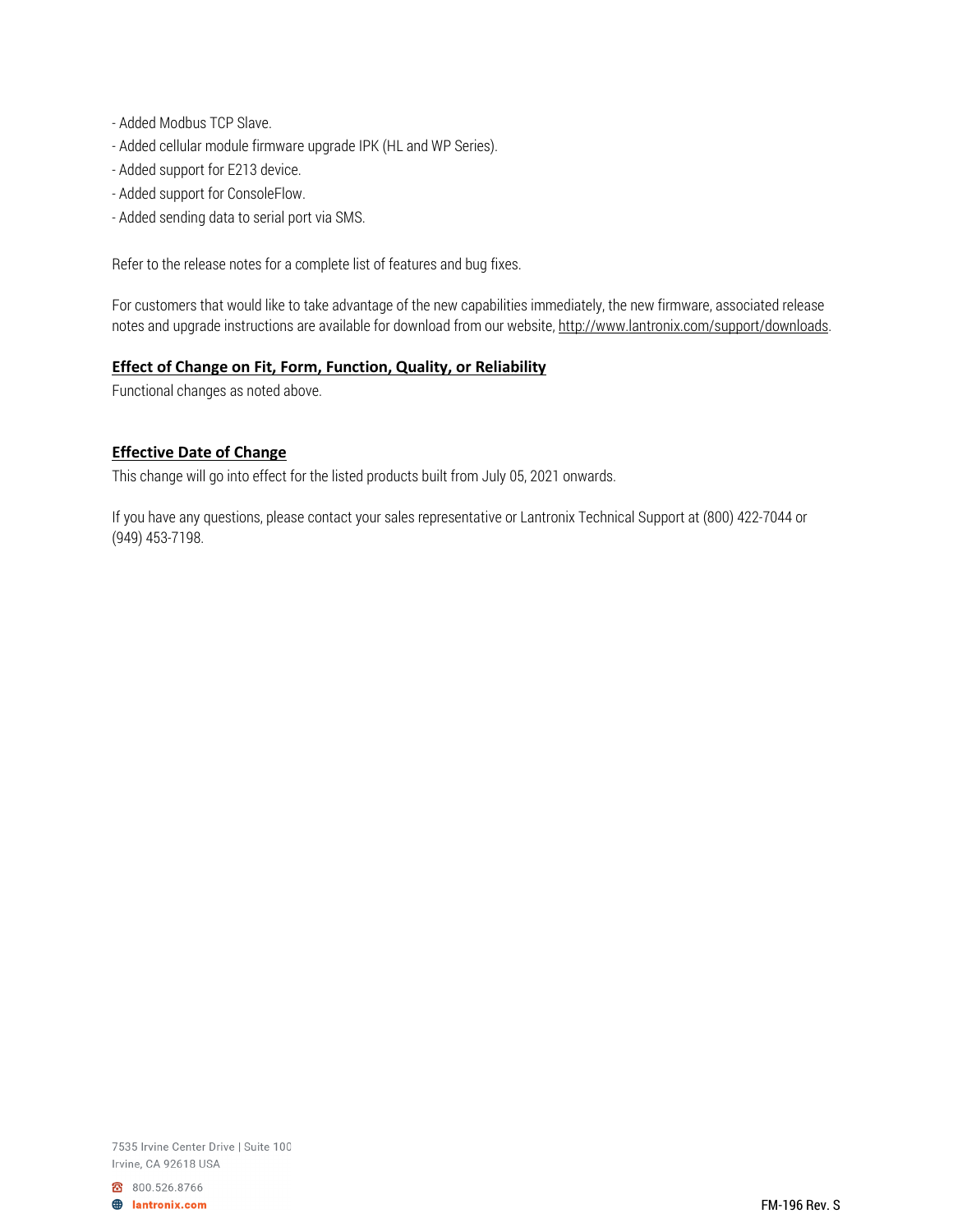- Added Modbus TCP Slave.
- Added cellular module firmware upgrade IPK (HL and WP Series).
- Added support for E213 device.
- Added support for ConsoleFlow.
- Added sending data to serial port via SMS.

Refer to the release notes for a complete list of features and bug fixes.

For customers that would like to take advantage of the new capabilities immediately, the new firmware, associated release notes and upgrade instructions are available for download from our website, http://www.lantronix.com/support/downloads.

## Effect of Change on Fit, Form, Function, Quality, or Reliability

Functional changes as noted above.

## Effective Date of Change

This change will go into effect for the listed products built from July 05, 2021 onwards.

If you have any questions, please contact your sales representative or Lantronix Technical Support at (800) 422-7044 or (949) 453-7198.